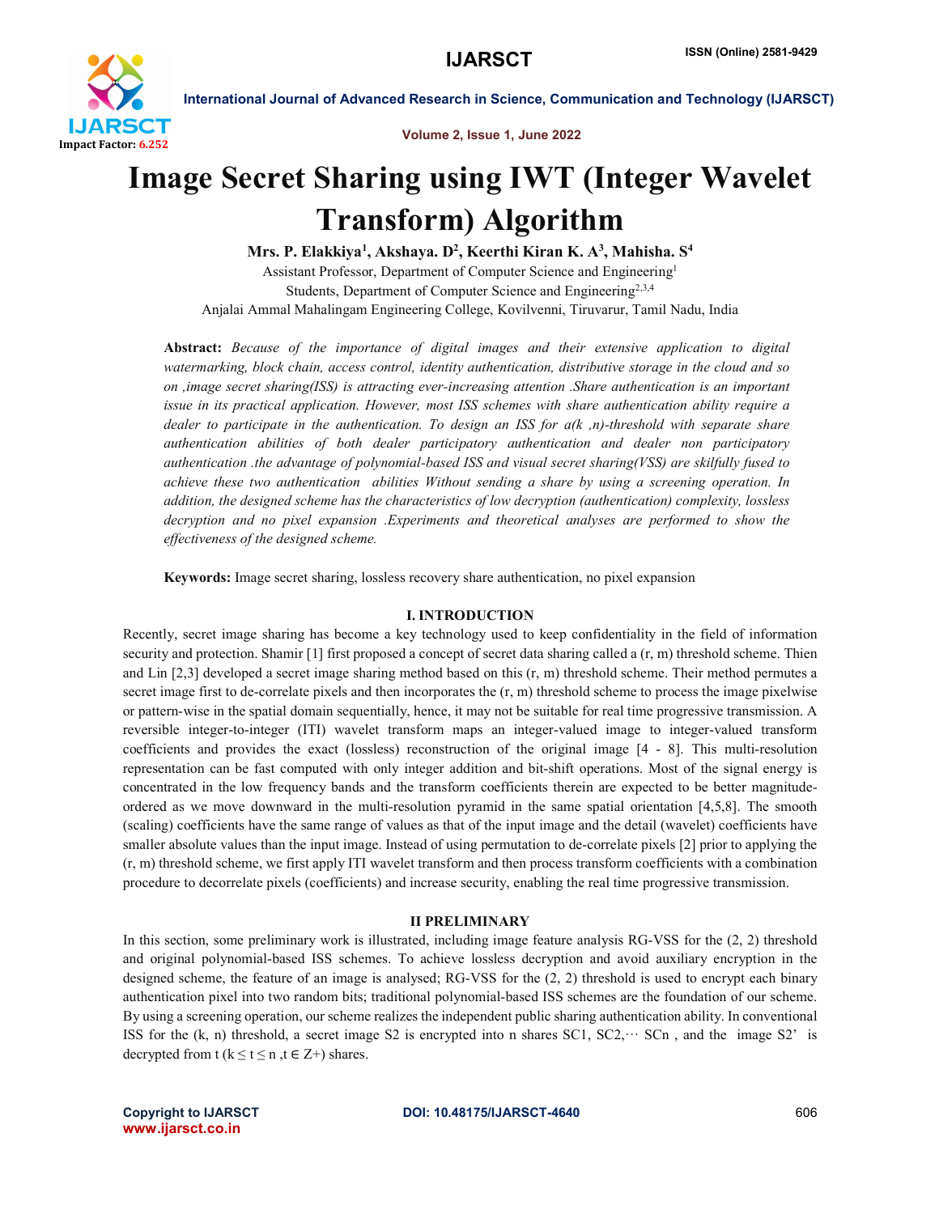# Image Secret Sharing using IWT (Integer Wavelet Transform) Algorithm

**Mrs. P. Elakkiya[1], Akshaya. D[2], Keerthi Kiran K. A[3], Mahisha. S[4]**

Assistant Professor, Department of Computer Science and Engineering[1]

Students, Department of Computer Science and Engineering[2,3,4]

Anjalai Ammal Mahalingam Engineering College, Kovilvenni, Tiruvarur, Tamil Nadu, India

**Abstract:** *Because of the importance of digital images and their extensive application to digital watermarking, block chain, access control, identity authentication, distributive storage in the cloud and so on ,image secret sharing(ISS) is attracting ever-increasing attention .Share authentication is an important issue in its practical application. However, most ISS schemes with share authentication ability require a dealer to participate in the authentication. To design an ISS for a(k ,n)-threshold with separate share authentication abilities of both dealer participatory authentication and dealer non participatory authentication .the advantage of polynomial-based ISS and visual secret sharing(VSS) are skilfully fused to achieve these two authentication abilities Without sending a share by using a screening operation. In addition, the designed scheme has the characteristics of low decryption (authentication) complexity, lossless decryption and no pixel expansion .Experiments and theoretical analyses are performed to show the effectiveness of the designed scheme.*

**Keywords:** Image secret sharing, lossless recovery share authentication, no pixel expansion

## I. INTRODUCTION

Recently, secret image sharing has become a key technology used to keep confidentiality in the field of information security and protection. Shamir [1] first proposed a concept of secret data sharing called a (r, m) threshold scheme. Thien and Lin [2,3] developed a secret image sharing method based on this (r, m) threshold scheme. Their method permutes a secret image first to de-correlate pixels and then incorporates the (r, m) threshold scheme to process the image pixelwise or pattern-wise in the spatial domain sequentially, hence, it may not be suitable for real time progressive transmission. A reversible integer-to-integer (ITI) wavelet transform maps an integer-valued image to integer-valued transform coefficients and provides the exact (lossless) reconstruction of the original image [4 - 8]. This multi-resolution representation can be fast computed with only integer addition and bit-shift operations. Most of the signal energy is concentrated in the low frequency bands and the transform coefficients therein are expected to be better magnitude-ordered as we move downward in the multi-resolution pyramid in the same spatial orientation [4,5,8]. The smooth (scaling) coefficients have the same range of values as that of the input image and the detail (wavelet) coefficients have smaller absolute values than the input image. Instead of using permutation to de-correlate pixels [2] prior to applying the (r, m) threshold scheme, we first apply ITI wavelet transform and then process transform coefficients with a combination procedure to decorrelate pixels (coefficients) and increase security, enabling the real time progressive transmission.

## II PRELIMINARY

In this section, some preliminary work is illustrated, including image feature analysis RG-VSS for the (2, 2) threshold and original polynomial-based ISS schemes. To achieve lossless decryption and avoid auxiliary encryption in the designed scheme, the feature of an image is analysed; RG-VSS for the (2, 2) threshold is used to encrypt each binary authentication pixel into two random bits; traditional polynomial-based ISS schemes are the foundation of our scheme. By using a screening operation, our scheme realizes the independent public sharing authentication ability. In conventional ISS for the (k, n) threshold, a secret image S2 is encrypted into n shares SC1, SC2,⋯ SCn , and the image S2' is decrypted from t $(k \le t \le n ,t \in Z+)$ shares.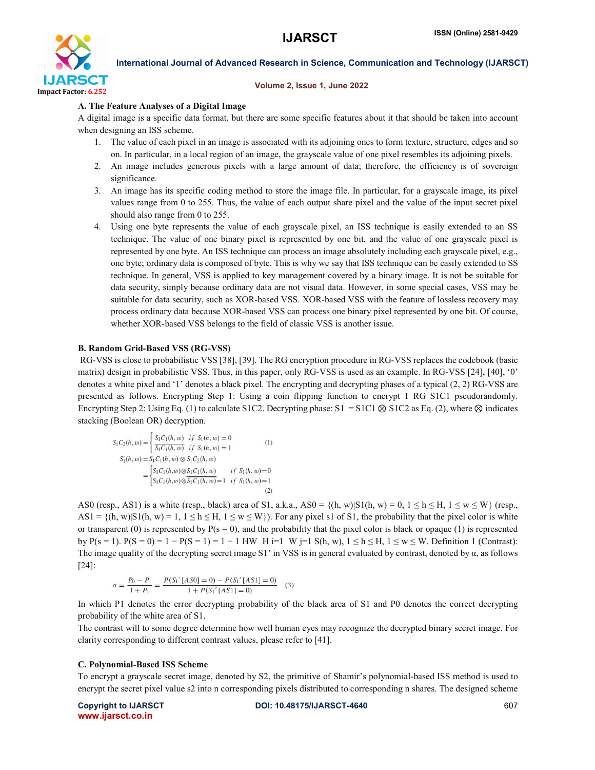### A. The Feature Analyses of a Digital Image

A digital image is a specific data format, but there are some specific features about it that should be taken into account when designing an ISS scheme.

1. The value of each pixel in an image is associated with its adjoining ones to form texture, structure, edges and so on. In particular, in a local region of an image, the grayscale value of one pixel resembles its adjoining pixels.
2. An image includes generous pixels with a large amount of data; therefore, the efficiency is of sovereign significance.
3. An image has its specific coding method to store the image file. In particular, for a grayscale image, its pixel values range from 0 to 255. Thus, the value of each output share pixel and the value of the input secret pixel should also range from 0 to 255.
4. Using one byte represents the value of each grayscale pixel, an ISS technique is easily extended to an SS technique. The value of one binary pixel is represented by one bit, and the value of one grayscale pixel is represented by one byte. An ISS technique can process an image absolutely including each grayscale pixel, e.g., one byte; ordinary data is composed of byte. This is why we say that ISS technique can be easily extended to SS technique. In general, VSS is applied to key management covered by a binary image. It is not be suitable for data security, simply because ordinary data are not visual data. However, in some special cases, VSS may be suitable for data security, such as XOR-based VSS. XOR-based VSS with the feature of lossless recovery may process ordinary data because XOR-based VSS can process one binary pixel represented by one bit. Of course, whether XOR-based VSS belongs to the field of classic VSS is another issue.

### B. Random Grid-Based VSS (RG-VSS)

RG-VSS is close to probabilistic VSS [38], [39]. The RG encryption procedure in RG-VSS replaces the codebook (basic matrix) design in probabilistic VSS. Thus, in this paper, only RG-VSS is used as an example. In RG-VSS [24], [40], '0' denotes a white pixel and '1' denotes a black pixel. The encrypting and decrypting phases of a typical (2, 2) RG-VSS are presented as follows. Encrypting Step 1: Using a coin flipping function to encrypt 1 RG S1C1 pseudorandomly. Encrypting Step 2: Using Eq. (1) to calculate S1C2. Decrypting phase: S1 = S1C1 ⊗ S1C2 as Eq. (2), where ⊗ indicates stacking (Boolean OR) decryption.

$$S_1C_2(h,w) = \begin{cases} S_1C_1(h,w) & if\ S_1(h,w)=0 \\ \overline{S_1C_1(h,w)} & if\ S_1(h,w)=1 \end{cases} \quad (1)$$

$$\begin{aligned} S_1'(h,w) &= S_1C_1(h,w) \otimes S_1C_2(h,w) \\ &= \begin{cases} S_1C_1(h,w)\otimes S_1C_1(h,w) & if\ S_1(h,w)=0 \\ S_1C_1(h,w)\otimes \overline{S_1C_1(h,w)}=1 & if\ S_1(h,w)=1 \end{cases} \end{aligned} \quad (2)$$

AS0 (resp., AS1) is a white (resp., black) area of S1, a.k.a., AS0 = {(h, w)|S1(h, w) = 0, 1 ≤ h ≤ H, 1 ≤ w ≤ W} (resp., AS1 = {(h, w)|S1(h, w) = 1, 1 ≤ h ≤ H, 1 ≤ w ≤ W}). For any pixel s1 of S1, the probability that the pixel color is white or transparent (0) is represented by P(s = 0), and the probability that the pixel color is black or opaque (1) is represented by P(s = 1). P(S = 0) = 1 − P(S = 1) = 1 − 1 HW H i=1 W j=1 S(h, w), 1 ≤ h ≤ H, 1 ≤ w ≤ W. Definition 1 (Contrast): The image quality of the decrypting secret image S1' in VSS is in general evaluated by contrast, denoted by α, as follows [24]:

$$\alpha = \frac{P_0 - P_1}{1 + P_1} = \frac{P(S_1'[AS0]=0) - P(S_1'[AS1]=0)}{1 + P(S_1'[AS1]=0)} \quad (3)$$

In which P1 denotes the error decrypting probability of the black area of S1 and P0 denotes the correct decrypting probability of the white area of S1.

The contrast will to some degree determine how well human eyes may recognize the decrypted binary secret image. For clarity corresponding to different contrast values, please refer to [41].

### C. Polynomial-Based ISS Scheme

To encrypt a grayscale secret image, denoted by S2, the primitive of Shamir's polynomial-based ISS method is used to encrypt the secret pixel value s2 into n corresponding pixels distributed to corresponding n shares. The designed scheme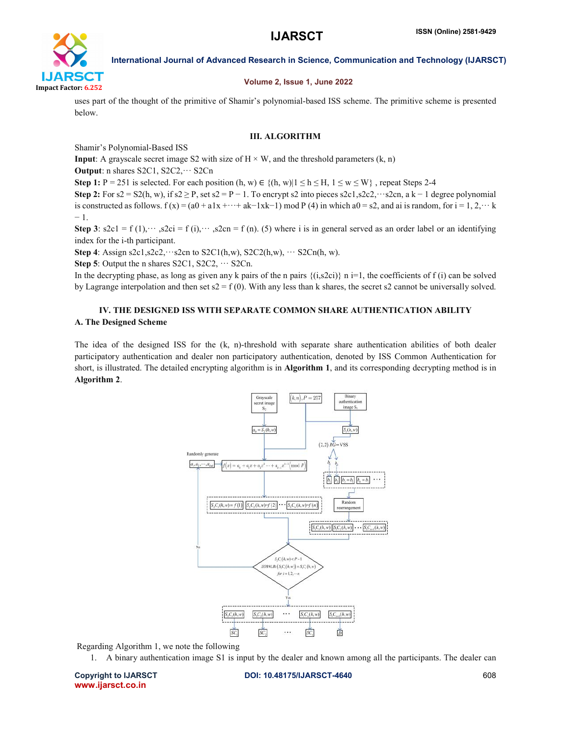uses part of the thought of the primitive of Shamir's polynomial-based ISS scheme. The primitive scheme is presented below.

## III. ALGORITHM

Shamir's Polynomial-Based ISS

**Input**: A grayscale secret image S2 with size of H × W, and the threshold parameters (k, n)

**Output**: n shares S2C1, S2C2,⋯ S2Cn

**Step 1:** P = 251 is selected. For each position (h, w) ∈ {(h, w)|1 ≤ h ≤ H, 1 ≤ w ≤ W} , repeat Steps 2-4

**Step 2:** For s2 = S2(h, w), if s2 ≥ P, set s2 = P − 1. To encrypt s2 into pieces s2c1,s2c2,⋯s2cn, a k − 1 degree polynomial is constructed as follows. $f(x) = (a_0 + a_1x + \cdots + a_{k-1}x^{k-1}) \bmod P$ (4) in which a0 = s2, and ai is random, for i = 1, 2,⋯ k − 1.

**Step 3**: s2c1 = f (1),⋯ ,s2ci = f (i),⋯ ,s2cn = f (n). (5) where i is in general served as an order label or an identifying index for the i-th participant.

**Step 4**: Assign s2c1,s2c2,⋯s2cn to S2C1(h,w), S2C2(h,w), ⋯ S2Cn(h, w).

**Step 5**: Output the n shares S2C1, S2C2, ⋯ S2Cn.

In the decrypting phase, as long as given any k pairs of the n pairs {(i,s2ci)} n i=1, the coefficients of f (i) can be solved by Lagrange interpolation and then set s2 = f (0). With any less than k shares, the secret s2 cannot be universally solved.

## IV. THE DESIGNED ISS WITH SEPARATE COMMON SHARE AUTHENTICATION ABILITY

### A. The Designed Scheme

The idea of the designed ISS for the (k, n)-threshold with separate share authentication abilities of both dealer participatory authentication and dealer non participatory authentication, denoted by ISS Common Authentication for short, is illustrated. The detailed encrypting algorithm is in **Algorithm 1**, and its corresponding decrypting method is in **Algorithm 2**.

Grayscale secret image $S_2$

$(k,n), P=257$

Binary authentication image $S_1$

$a_0 = S_2(h,w)$

$S_1(h,w)$

$(2,2)$ RG−VSS

$b_1$ $b_2$

$b_1$ $b_2$ $b_3=b_1$ $b_4=b_2$ ⋯

Randomly generate

$a_1, a_2, \cdots, a_{k-1}$

$f(x) = a_0 + a_1x + a_2x^2 \cdots + a_{k-1}x^{k-1} \pmod P$

$S_2C_1(h,w)=f(1)$ $S_2C_2(h,w)=f(2)$ ⋯ $S_2C_n(h,w)=f(n)$

Random rearrangement

$S_1C_1(h,w)$ $S_1C_2(h,w)$ ⋯ $S_1C_{n+1}(h,w)$

No

$S_2C_i(h,w) < P-1$

$XOR4LBs(S_2C_i(h,w)) = S_1C_i(h,w)$

$for\ i=1,2,\cdots n$

Yes

$S_2C_1(h,w)$ $S_2C_2(h,w)$ ⋯ $S_2C_n(h,w)$ $S_1C_{n+1}(h,w)$

$SC_1$ $SC_2$ ⋯ $SC_n$ $D$

Regarding Algorithm 1, we note the following

1. A binary authentication image S1 is input by the dealer and known among all the participants. The dealer can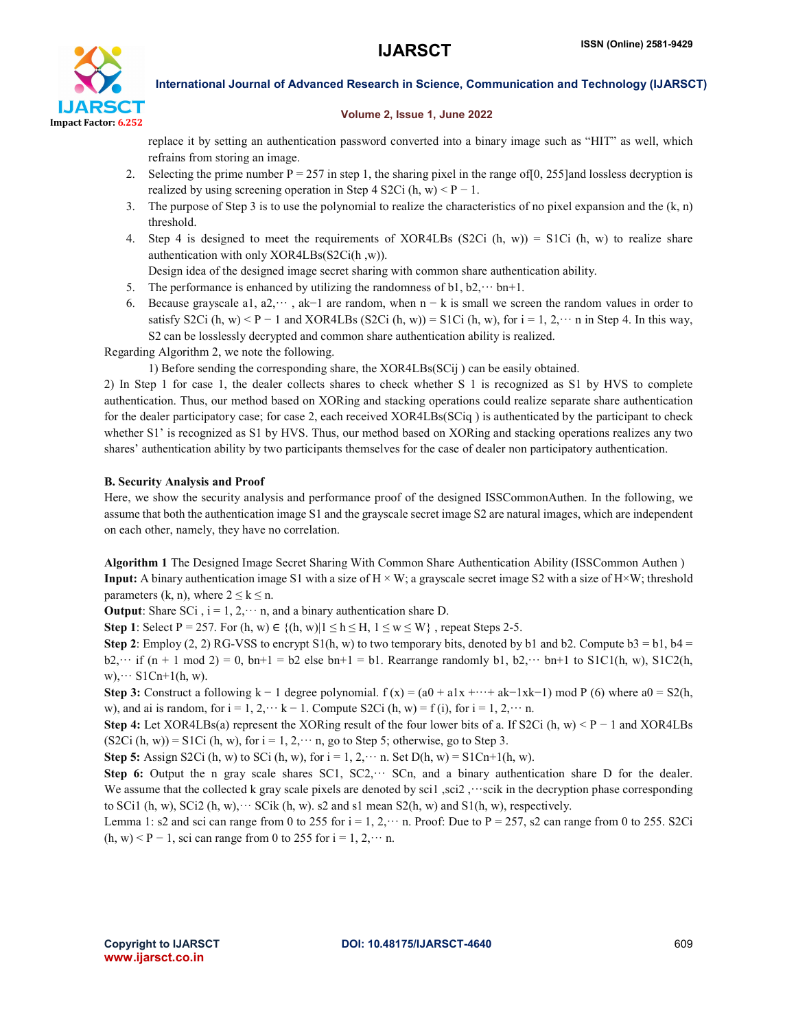replace it by setting an authentication password converted into a binary image such as "HIT" as well, which refrains from storing an image.

2. Selecting the prime number $P = 257$ in step 1, the sharing pixel in the range of[0, 255]and lossless decryption is realized by using screening operation in Step 4 $S2Ci\ (h, w) < P - 1$.
3. The purpose of Step 3 is to use the polynomial to realize the characteristics of no pixel expansion and the (k, n) threshold.
4. Step 4 is designed to meet the requirements of XOR4LBs (S2Ci (h, w)) = S1Ci (h, w) to realize share authentication with only XOR4LBs(S2Ci(h ,w)).
   Design idea of the designed image secret sharing with common share authentication ability.
5. The performance is enhanced by utilizing the randomness of $b1, b2, \cdots bn+1$.
6. Because grayscale $a1, a2, \cdots, ak-1$ are random, when $n - k$ is small we screen the random values in order to satisfy $S2Ci\ (h, w) < P - 1$ and XOR4LBs (S2Ci (h, w)) = S1Ci (h, w), for $i = 1, 2, \cdots n$ in Step 4. In this way, S2 can be losslessly decrypted and common share authentication ability is realized.

Regarding Algorithm 2, we note the following.

1) Before sending the corresponding share, the XOR4LBs(SCij ) can be easily obtained.

2) In Step 1 for case 1, the dealer collects shares to check whether S 1 is recognized as S1 by HVS to complete authentication. Thus, our method based on XORing and stacking operations could realize separate share authentication for the dealer participatory case; for case 2, each received XOR4LBs(SCiq ) is authenticated by the participant to check whether S1' is recognized as S1 by HVS. Thus, our method based on XORing and stacking operations realizes any two shares' authentication ability by two participants themselves for the case of dealer non participatory authentication.

**B. Security Analysis and Proof**

Here, we show the security analysis and performance proof of the designed ISSCommonAuthen. In the following, we assume that both the authentication image S1 and the grayscale secret image S2 are natural images, which are independent on each other, namely, they have no correlation.

**Algorithm 1** The Designed Image Secret Sharing With Common Share Authentication Ability (ISSCommon Authen )

**Input:** A binary authentication image S1 with a size of $H \times W$; a grayscale secret image S2 with a size of $H \times W$; threshold parameters (k, n), where $2 \leq k \leq n$.

**Output**: Share SCi , $i = 1, 2, \cdots n$, and a binary authentication share D.

**Step 1**: Select $P = 257$. For $(h, w) \in \{(h, w)|1 \leq h \leq H, 1 \leq w \leq W\}$ , repeat Steps 2-5.

**Step 2**: Employ (2, 2) RG-VSS to encrypt S1(h, w) to two temporary bits, denoted by b1 and b2. Compute $b3 = b1, b4 = b2, \cdots$ if $(n + 1 \bmod 2) = 0$, $bn+1 = b2$ else $bn+1 = b1$. Rearrange randomly $b1, b2, \cdots bn+1$ to S1C1(h, w), S1C2(h, w),$\cdots$ S1Cn+1(h, w).

**Step 3:** Construct a following $k - 1$ degree polynomial. $f(x) = (a0 + a1x + \cdots + ak-1xk-1) \bmod P$ (6) where $a0 = S2(h, w)$, and ai is random, for $i = 1, 2, \cdots k - 1$. Compute S2Ci (h, w) = f (i), for $i = 1, 2, \cdots n$.

**Step 4:** Let XOR4LBs(a) represent the XORing result of the four lower bits of a. If $S2Ci\ (h, w) < P - 1$ and XOR4LBs (S2Ci (h, w)) = S1Ci (h, w), for $i = 1, 2, \cdots n$, go to Step 5; otherwise, go to Step 3.

**Step 5:** Assign S2Ci (h, w) to SCi (h, w), for $i = 1, 2, \cdots n$. Set D(h, w) = S1Cn+1(h, w).

**Step 6:** Output the n gray scale shares SC1, SC2,$\cdots$ SCn, and a binary authentication share D for the dealer. We assume that the collected k gray scale pixels are denoted by sci1 ,sci2 ,$\cdots$scik in the decryption phase corresponding to SCi1 (h, w), SCi2 (h, w),$\cdots$ SCik (h, w). s2 and s1 mean S2(h, w) and S1(h, w), respectively.

Lemma 1: s2 and sci can range from 0 to 255 for $i = 1, 2, \cdots n$. Proof: Due to $P = 257$, s2 can range from 0 to 255. S2Ci $(h, w) < P - 1$, sci can range from 0 to 255 for $i = 1, 2, \cdots n$.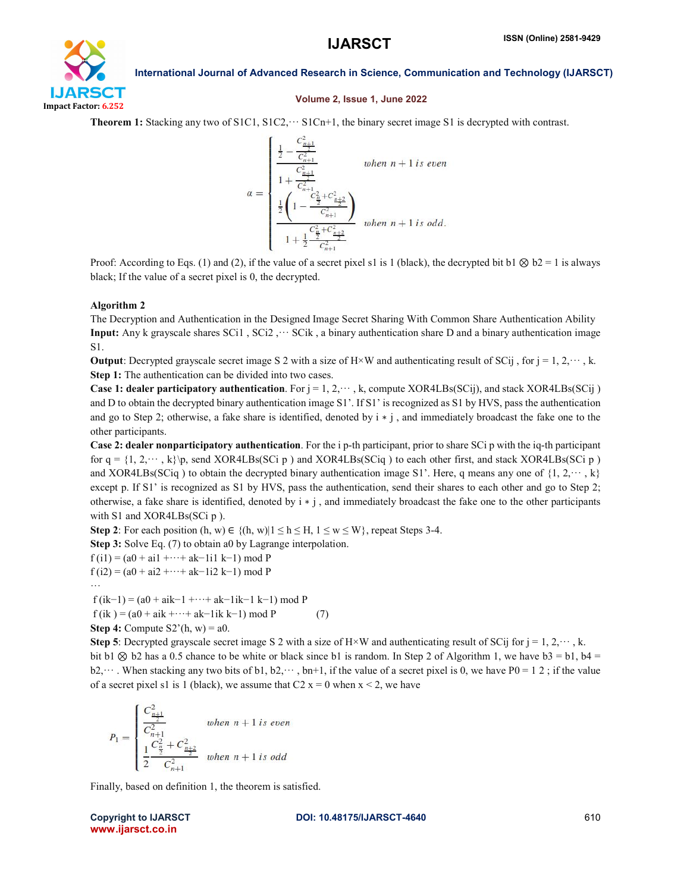**Theorem 1:** Stacking any two of S1C1, S1C2,⋯ S1Cn+1, the binary secret image S1 is decrypted with contrast.

$$
\alpha = \begin{cases} \dfrac{\frac{1}{2} - \frac{C^2_{\frac{n+1}{2}}}{C^2_{n+1}}}{1 + \frac{C^2_{\frac{n+1}{2}}}{C^2_{n+1}}} & when\ n+1\ is\ even \\ \dfrac{\frac{1}{2}\left(1 - \frac{C^2_{\frac{n}{2}} + C^2_{\frac{n+2}{2}}}{C^2_{n+1}}\right)}{1 + \frac{1}{2}\frac{C^2_{\frac{n}{2}} + C^2_{\frac{n+2}{2}}}{C^2_{n+1}}} & when\ n+1\ is\ odd. \end{cases}
$$

Proof: According to Eqs. (1) and (2), if the value of a secret pixel s1 is 1 (black), the decrypted bit $b1 \otimes b2 = 1$ is always black; If the value of a secret pixel is 0, the decrypted.

**Algorithm 2**

The Decryption and Authentication in the Designed Image Secret Sharing With Common Share Authentication Ability

**Input:** Any k grayscale shares SCi1 , SCi2 ,⋯ SCik , a binary authentication share D and a binary authentication image S1.

**Output**: Decrypted grayscale secret image S 2 with a size of H×W and authenticating result of SCij , for j = 1, 2,⋯ , k.

**Step 1:** The authentication can be divided into two cases.

**Case 1: dealer participatory authentication**. For j = 1, 2,⋯ , k, compute XOR4LBs(SCij), and stack XOR4LBs(SCij ) and D to obtain the decrypted binary authentication image S1'. If S1' is recognized as S1 by HVS, pass the authentication and go to Step 2; otherwise, a fake share is identified, denoted by i ∗ j , and immediately broadcast the fake one to the other participants.

**Case 2: dealer nonparticipatory authentication**. For the i p-th participant, prior to share SCi p with the iq-th participant for q = {1, 2,⋯ , k}\p, send XOR4LBs(SCi p ) and XOR4LBs(SCiq ) to each other first, and stack XOR4LBs(SCi p ) and XOR4LBs(SCiq ) to obtain the decrypted binary authentication image S1'. Here, q means any one of {1, 2,⋯ , k} except p. If S1' is recognized as S1 by HVS, pass the authentication, send their shares to each other and go to Step 2; otherwise, a fake share is identified, denoted by i ∗ j , and immediately broadcast the fake one to the other participants with S1 and XOR4LBs(SCi p ).

**Step 2**: For each position (h, w) ∈ {(h, w)|1 ≤ h ≤ H, 1 ≤ w ≤ W}, repeat Steps 3-4.

**Step 3:** Solve Eq. (7) to obtain a0 by Lagrange interpolation.

f (i1) = (a0 + ai1 +⋯+ ak−1i1 k−1) mod P

f (i2) = (a0 + ai2 +⋯+ ak−1i2 k−1) mod P

…

f (ik−1) = (a0 + aik−1 +⋯+ ak−1ik−1 k−1) mod P

f (ik ) = (a0 + aik +⋯+ ak−1ik k−1) mod P          (7)

**Step 4:** Compute S2'(h, w) = a0.

**Step 5**: Decrypted grayscale secret image S 2 with a size of H×W and authenticating result of SCij for j = 1, 2,⋯ , k.

bit $b1 \otimes b2$ has a 0.5 chance to be white or black since b1 is random. In Step 2 of Algorithm 1, we have b3 = b1, b4 = b2,⋯ . When stacking any two bits of b1, b2,⋯ , bn+1, if the value of a secret pixel is 0, we have P0 = 1 2 ; if the value of a secret pixel s1 is 1 (black), we assume that C2 x = 0 when x < 2, we have

$$
P_1 = \begin{cases} \dfrac{C^2_{\frac{n+1}{2}}}{C^2_{n+1}} & when\ n+1\ is\ even \\ \dfrac{1}{2}\dfrac{C^2_{\frac{n}{2}} + C^2_{\frac{n+2}{2}}}{C^2_{n+1}} & when\ n+1\ is\ odd \end{cases}
$$

Finally, based on definition 1, the theorem is satisfied.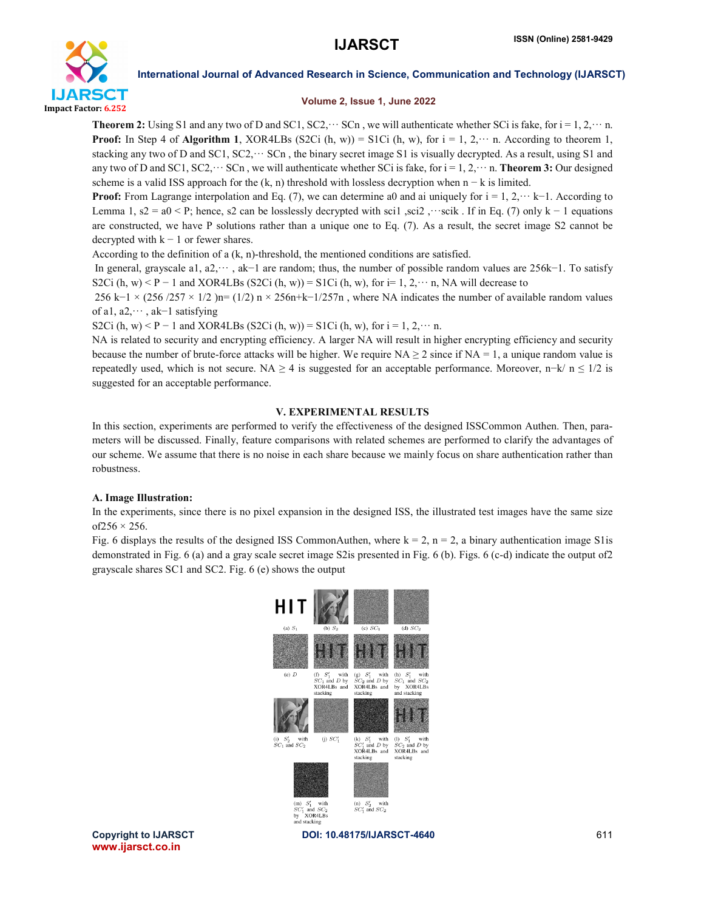**Theorem 2:** Using S1 and any two of D and SC1, SC2,⋯ SCn , we will authenticate whether SCi is fake, for i = 1, 2,⋯ n. **Proof:** In Step 4 of **Algorithm 1**, XOR4LBs (S2Ci (h, w)) = S1Ci (h, w), for i = 1, 2,⋯ n. According to theorem 1, stacking any two of D and SC1, SC2,⋯ SCn , the binary secret image S1 is visually decrypted. As a result, using S1 and any two of D and SC1, SC2,⋯ SCn , we will authenticate whether SCi is fake, for i = 1, 2,⋯ n. **Theorem 3:** Our designed scheme is a valid ISS approach for the (k, n) threshold with lossless decryption when n − k is limited.

**Proof:** From Lagrange interpolation and Eq. (7), we can determine a0 and ai uniquely for i = 1, 2,⋯ k−1. According to Lemma 1, s2 = a0 < P; hence, s2 can be losslessly decrypted with sci1 ,sci2 ,⋯scik . If in Eq. (7) only k − 1 equations are constructed, we have P solutions rather than a unique one to Eq. (7). As a result, the secret image S2 cannot be decrypted with k − 1 or fewer shares.

According to the definition of a (k, n)-threshold, the mentioned conditions are satisfied.

In general, grayscale a1, a2,⋯ , ak−1 are random; thus, the number of possible random values are 256k−1. To satisfy S2Ci (h, w) < P − 1 and XOR4LBs (S2Ci (h, w)) = S1Ci (h, w), for i= 1, 2,⋯ n, NA will decrease to

256 k−1 × (256 /257 × 1/2 )n= (1/2) n × 256n+k−1/257n , where NA indicates the number of available random values of a1, a2,⋯ , ak−1 satisfying

S2Ci (h, w) < P − 1 and XOR4LBs (S2Ci (h, w)) = S1Ci (h, w), for i = 1, 2,⋯ n.

NA is related to security and encrypting efficiency. A larger NA will result in higher encrypting efficiency and security because the number of brute-force attacks will be higher. We require NA ≥ 2 since if NA = 1, a unique random value is repeatedly used, which is not secure. NA ≥ 4 is suggested for an acceptable performance. Moreover, n−k/ n ≤ 1/2 is suggested for an acceptable performance.

## V. EXPERIMENTAL RESULTS

In this section, experiments are performed to verify the effectiveness of the designed ISSCommon Authen. Then, parameters will be discussed. Finally, feature comparisons with related schemes are performed to clarify the advantages of our scheme. We assume that there is no noise in each share because we mainly focus on share authentication rather than robustness.

### A. Image Illustration:

In the experiments, since there is no pixel expansion in the designed ISS, the illustrated test images have the same size of256 × 256.

Fig. 6 displays the results of the designed ISS CommonAuthen, where k = 2, n = 2, a binary authentication image S1is demonstrated in Fig. 6 (a) and a gray scale secret image S2is presented in Fig. 6 (b). Figs. 6 (c-d) indicate the output of2 grayscale shares SC1 and SC2. Fig. 6 (e) shows the output

(a) $S_1$ (b) $S_2$ (c) $SC_1$ (d) $SC_2$

(e) $D$ (f) $S_1'$ with $SC_1$ and $D$ by XOR4LBs and stacking (g) $S_1'$ with $SC_2$ and $D$ by XOR4LBs and stacking (h) $S_1'$ with $SC_1$ and $SC_2$ by XOR4LBs and stacking

(i) $S_2'$ with $SC_1$ and $SC_2$ (j) $SC_1'$ (k) $S_1'$ with $SC_1'$ and $D$ by XOR4LBs and stacking (l) $S_1'$ with $SC_2$ and $D$ by XOR4LBs and stacking

(m) $S_1'$ with $SC_1'$ and $SC_2$ by XOR4LBs and stacking (n) $S_2'$ with $SC_1'$ and $SC_2$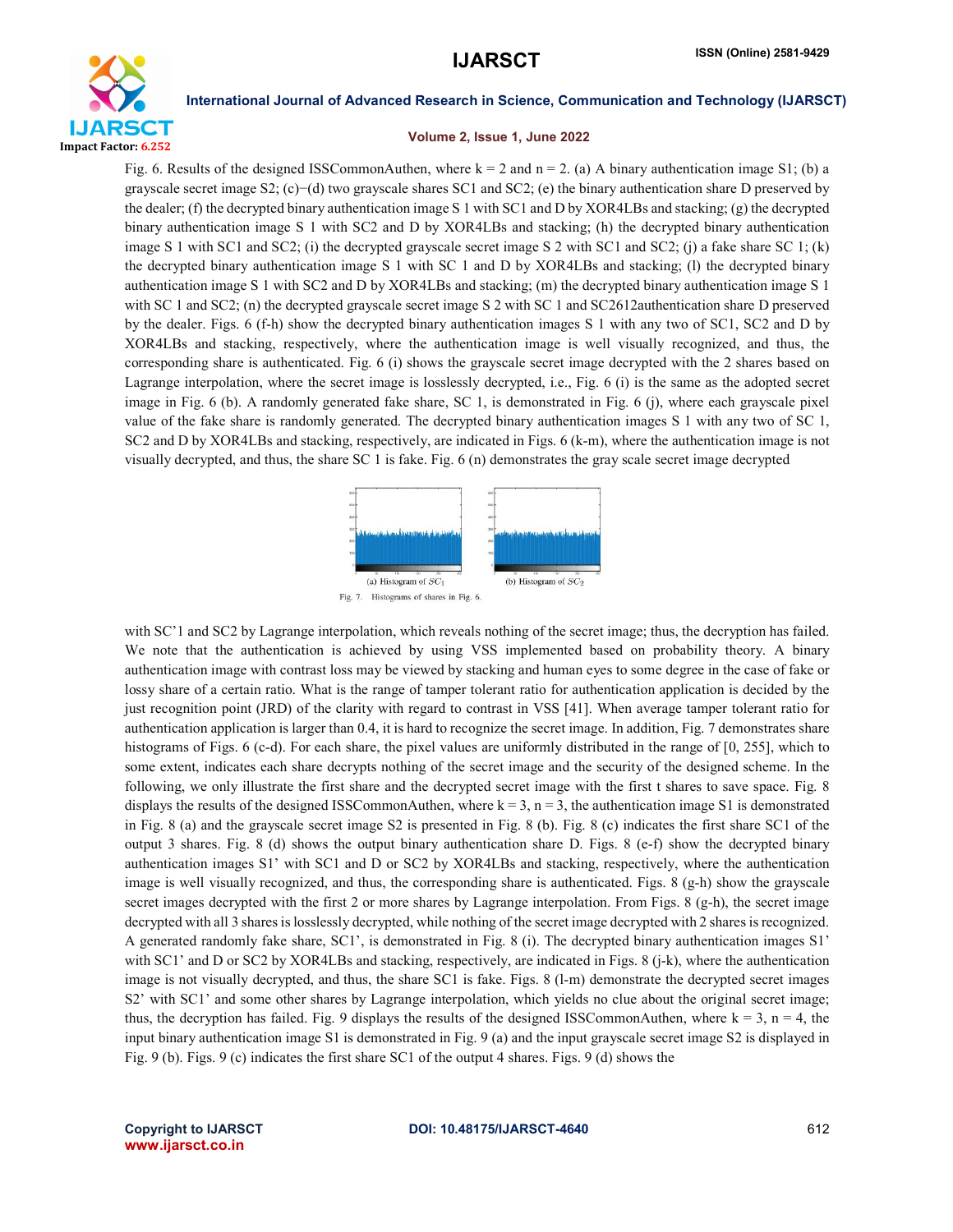Fig. 6. Results of the designed ISSCommonAuthen, where k = 2 and n = 2. (a) A binary authentication image S1; (b) a grayscale secret image S2; (c)−(d) two grayscale shares SC1 and SC2; (e) the binary authentication share D preserved by the dealer; (f) the decrypted binary authentication image S 1 with SC1 and D by XOR4LBs and stacking; (g) the decrypted binary authentication image S 1 with SC2 and D by XOR4LBs and stacking; (h) the decrypted binary authentication image S 1 with SC1 and SC2; (i) the decrypted grayscale secret image S 2 with SC1 and SC2; (j) a fake share SC 1; (k) the decrypted binary authentication image S 1 with SC 1 and D by XOR4LBs and stacking; (l) the decrypted binary authentication image S 1 with SC2 and D by XOR4LBs and stacking; (m) the decrypted binary authentication image S 1 with SC 1 and SC2; (n) the decrypted grayscale secret image S 2 with SC 1 and SC2612authentication share D preserved by the dealer. Figs. 6 (f-h) show the decrypted binary authentication images S 1 with any two of SC1, SC2 and D by XOR4LBs and stacking, respectively, where the authentication image is well visually recognized, and thus, the corresponding share is authenticated. Fig. 6 (i) shows the grayscale secret image decrypted with the 2 shares based on Lagrange interpolation, where the secret image is losslessly decrypted, i.e., Fig. 6 (i) is the same as the adopted secret image in Fig. 6 (b). A randomly generated fake share, SC 1, is demonstrated in Fig. 6 (j), where each grayscale pixel value of the fake share is randomly generated. The decrypted binary authentication images S 1 with any two of SC 1, SC2 and D by XOR4LBs and stacking, respectively, are indicated in Figs. 6 (k-m), where the authentication image is not visually decrypted, and thus, the share SC 1 is fake. Fig. 6 (n) demonstrates the gray scale secret image decrypted

(a) Histogram of $SC_1$

(b) Histogram of $SC_2$

Fig. 7. Histograms of shares in Fig. 6.

with SC'1 and SC2 by Lagrange interpolation, which reveals nothing of the secret image; thus, the decryption has failed. We note that the authentication is achieved by using VSS implemented based on probability theory. A binary authentication image with contrast loss may be viewed by stacking and human eyes to some degree in the case of fake or lossy share of a certain ratio. What is the range of tamper tolerant ratio for authentication application is decided by the just recognition point (JRD) of the clarity with regard to contrast in VSS [41]. When average tamper tolerant ratio for authentication application is larger than 0.4, it is hard to recognize the secret image. In addition, Fig. 7 demonstrates share histograms of Figs. 6 (c-d). For each share, the pixel values are uniformly distributed in the range of [0, 255], which to some extent, indicates each share decrypts nothing of the secret image and the security of the designed scheme. In the following, we only illustrate the first share and the decrypted secret image with the first t shares to save space. Fig. 8 displays the results of the designed ISSCommonAuthen, where k = 3, n = 3, the authentication image S1 is demonstrated in Fig. 8 (a) and the grayscale secret image S2 is presented in Fig. 8 (b). Fig. 8 (c) indicates the first share SC1 of the output 3 shares. Fig. 8 (d) shows the output binary authentication share D. Figs. 8 (e-f) show the decrypted binary authentication images S1' with SC1 and D or SC2 by XOR4LBs and stacking, respectively, where the authentication image is well visually recognized, and thus, the corresponding share is authenticated. Figs. 8 (g-h) show the grayscale secret images decrypted with the first 2 or more shares by Lagrange interpolation. From Figs. 8 (g-h), the secret image decrypted with all 3 shares is losslessly decrypted, while nothing of the secret image decrypted with 2 shares is recognized. A generated randomly fake share, SC1', is demonstrated in Fig. 8 (i). The decrypted binary authentication images S1' with SC1' and D or SC2 by XOR4LBs and stacking, respectively, are indicated in Figs. 8 (j-k), where the authentication image is not visually decrypted, and thus, the share SC1 is fake. Figs. 8 (l-m) demonstrate the decrypted secret images S2' with SC1' and some other shares by Lagrange interpolation, which yields no clue about the original secret image; thus, the decryption has failed. Fig. 9 displays the results of the designed ISSCommonAuthen, where k = 3, n = 4, the input binary authentication image S1 is demonstrated in Fig. 9 (a) and the input grayscale secret image S2 is displayed in Fig. 9 (b). Figs. 9 (c) indicates the first share SC1 of the output 4 shares. Figs. 9 (d) shows the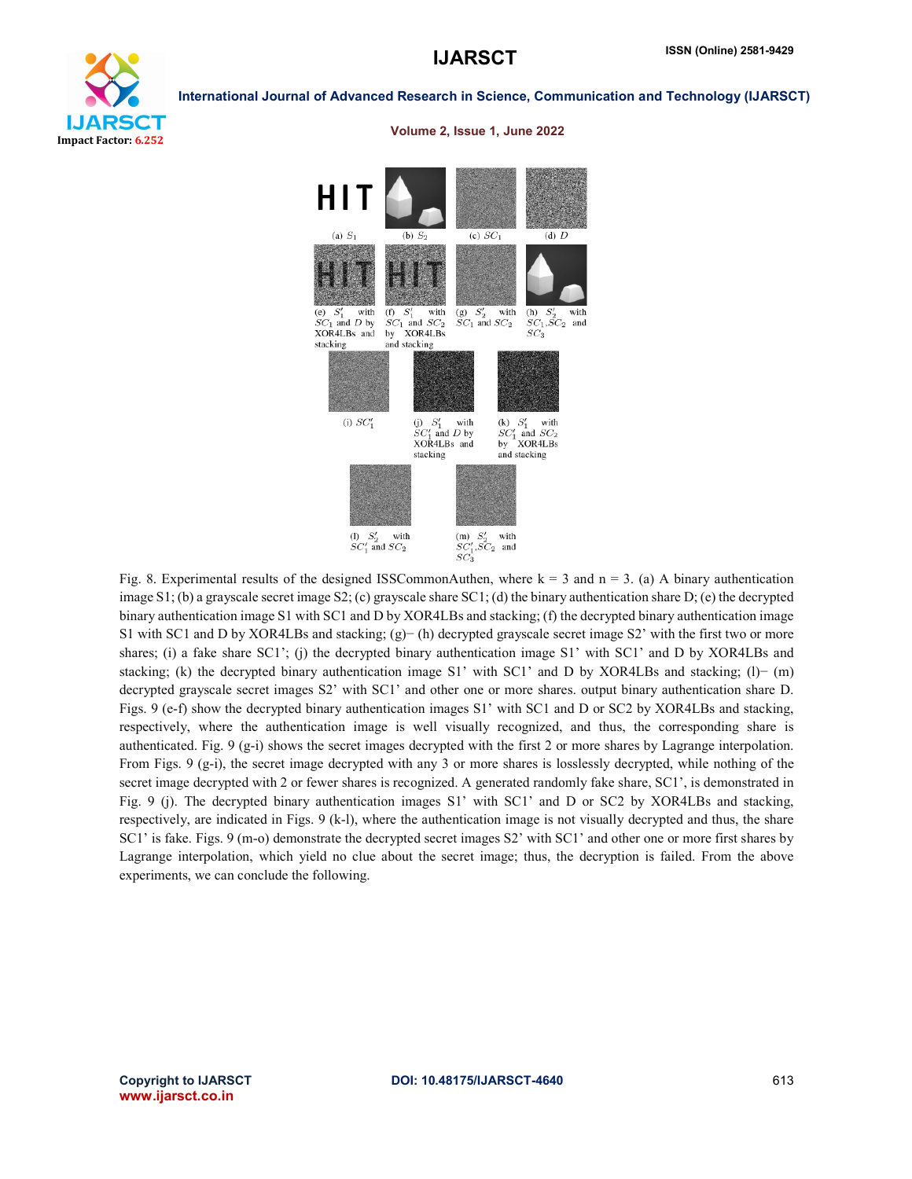(a) $S_1$ (b) $S_2$ (c) $SC_1$ (d) $D$

(e) $S_1'$ with $SC_1$ and $D$ by XOR4LBs and stacking (f) $S_1'$ with $SC_1$ and $SC_2$ by XOR4LBs and stacking (g) $S_2'$ with $SC_1$ and $SC_2$ (h) $S_2'$ with $SC_1$, $SC_2$ and $SC_3$

(i) $SC_1'$ (j) $S_1'$ with $SC_1'$ and $D$ by XOR4LBs and stacking (k) $S_1'$ with $SC_1'$ and $SC_2$ by XOR4LBs and stacking

(l) $S_2'$ with $SC_1'$ and $SC_2$ (m) $S_2'$ with $SC_1'$, $SC_2$ and $SC_3$

Fig. 8. Experimental results of the designed ISSCommonAuthen, where k = 3 and n = 3. (a) A binary authentication image S1; (b) a grayscale secret image S2; (c) grayscale share SC1; (d) the binary authentication share D; (e) the decrypted binary authentication image S1 with SC1 and D by XOR4LBs and stacking; (f) the decrypted binary authentication image S1 with SC1 and D by XOR4LBs and stacking; (g)− (h) decrypted grayscale secret image S2' with the first two or more shares; (i) a fake share SC1'; (j) the decrypted binary authentication image S1' with SC1' and D by XOR4LBs and stacking; (k) the decrypted binary authentication image S1' with SC1' and D by XOR4LBs and stacking; (l)− (m) decrypted grayscale secret images S2' with SC1' and other one or more shares. output binary authentication share D. Figs. 9 (e-f) show the decrypted binary authentication images S1' with SC1 and D or SC2 by XOR4LBs and stacking, respectively, where the authentication image is well visually recognized, and thus, the corresponding share is authenticated. Fig. 9 (g-i) shows the secret images decrypted with the first 2 or more shares by Lagrange interpolation. From Figs. 9 (g-i), the secret image decrypted with any 3 or more shares is losslessly decrypted, while nothing of the secret image decrypted with 2 or fewer shares is recognized. A generated randomly fake share, SC1', is demonstrated in Fig. 9 (j). The decrypted binary authentication images S1' with SC1' and D or SC2 by XOR4LBs and stacking, respectively, are indicated in Figs. 9 (k-l), where the authentication image is not visually decrypted and thus, the share SC1' is fake. Figs. 9 (m-o) demonstrate the decrypted secret images S2' with SC1' and other one or more first shares by Lagrange interpolation, which yield no clue about the secret image; thus, the decryption is failed. From the above experiments, we can conclude the following.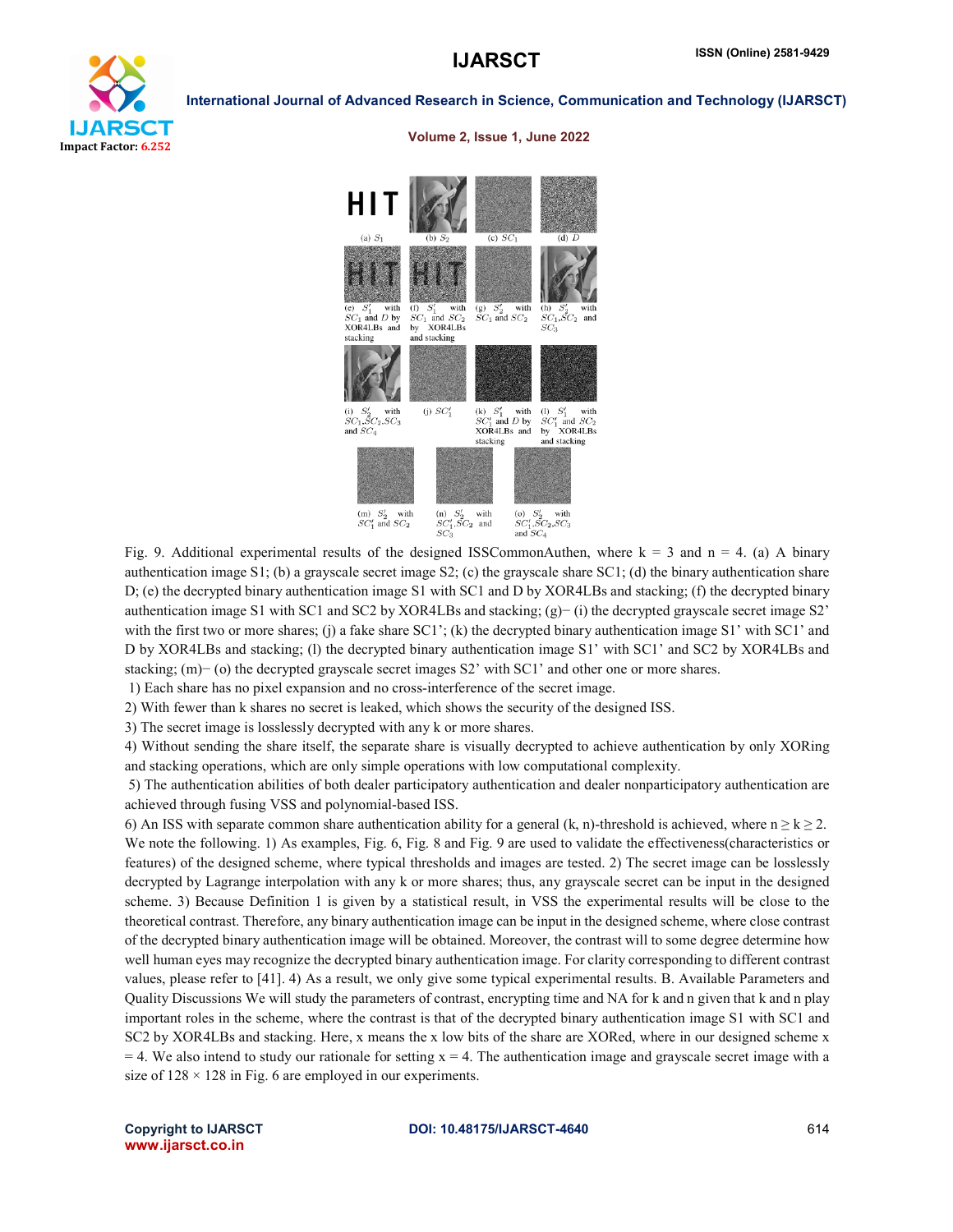(a) $S_1$ (b) $S_2$ (c) $SC_1$ (d) $D$

(e) $S_1'$ with $SC_1$ and $D$ by XOR4LBs and stacking (f) $S_1'$ with $SC_1$ and $SC_2$ by XOR4LBs and stacking (g) $S_2'$ with $SC_1$ and $SC_2$ (h) $S_2'$ with $SC_1$,$SC_2$ and $SC_3$

(i) $S_2'$ with $SC_1$,$SC_2$,$SC_3$ and $SC_4$ (j) $SC_1'$ (k) $S_1'$ with $SC_1'$ and $D$ by XOR4LBs and stacking (l) $S_1'$ with $SC_1'$ and $SC_2$ by XOR4LBs and stacking

(m) $S_2'$ with $SC_1'$ and $SC_2$ (n) $S_2'$ with $SC_1'$,$SC_2$ and $SC_3$ (o) $S_2'$ with $SC_1'$,$SC_2$,$SC_3$ and $SC_4$

Fig. 9. Additional experimental results of the designed ISSCommonAuthen, where k = 3 and n = 4. (a) A binary authentication image S1; (b) a grayscale secret image S2; (c) the grayscale share SC1; (d) the binary authentication share D; (e) the decrypted binary authentication image S1 with SC1 and D by XOR4LBs and stacking; (f) the decrypted binary authentication image S1 with SC1 and SC2 by XOR4LBs and stacking; (g)− (i) the decrypted grayscale secret image S2' with the first two or more shares; (j) a fake share SC1'; (k) the decrypted binary authentication image S1' with SC1' and D by XOR4LBs and stacking; (l) the decrypted binary authentication image S1' with SC1' and SC2 by XOR4LBs and stacking; (m)− (o) the decrypted grayscale secret images S2' with SC1' and other one or more shares.

1) Each share has no pixel expansion and no cross-interference of the secret image.

2) With fewer than k shares no secret is leaked, which shows the security of the designed ISS.

3) The secret image is losslessly decrypted with any k or more shares.

4) Without sending the share itself, the separate share is visually decrypted to achieve authentication by only XORing and stacking operations, which are only simple operations with low computational complexity.

5) The authentication abilities of both dealer participatory authentication and dealer nonparticipatory authentication are achieved through fusing VSS and polynomial-based ISS.

6) An ISS with separate common share authentication ability for a general (k, n)-threshold is achieved, where n ≥ k ≥ 2.

We note the following. 1) As examples, Fig. 6, Fig. 8 and Fig. 9 are used to validate the effectiveness(characteristics or features) of the designed scheme, where typical thresholds and images are tested. 2) The secret image can be losslessly decrypted by Lagrange interpolation with any k or more shares; thus, any grayscale secret can be input in the designed scheme. 3) Because Definition 1 is given by a statistical result, in VSS the experimental results will be close to the theoretical contrast. Therefore, any binary authentication image can be input in the designed scheme, where close contrast of the decrypted binary authentication image will be obtained. Moreover, the contrast will to some degree determine how well human eyes may recognize the decrypted binary authentication image. For clarity corresponding to different contrast values, please refer to [41]. 4) As a result, we only give some typical experimental results. B. Available Parameters and Quality Discussions We will study the parameters of contrast, encrypting time and NA for k and n given that k and n play important roles in the scheme, where the contrast is that of the decrypted binary authentication image S1 with SC1 and SC2 by XOR4LBs and stacking. Here, x means the x low bits of the share are XORed, where in our designed scheme x = 4. We also intend to study our rationale for setting x = 4. The authentication image and grayscale secret image with a size of 128 × 128 in Fig. 6 are employed in our experiments.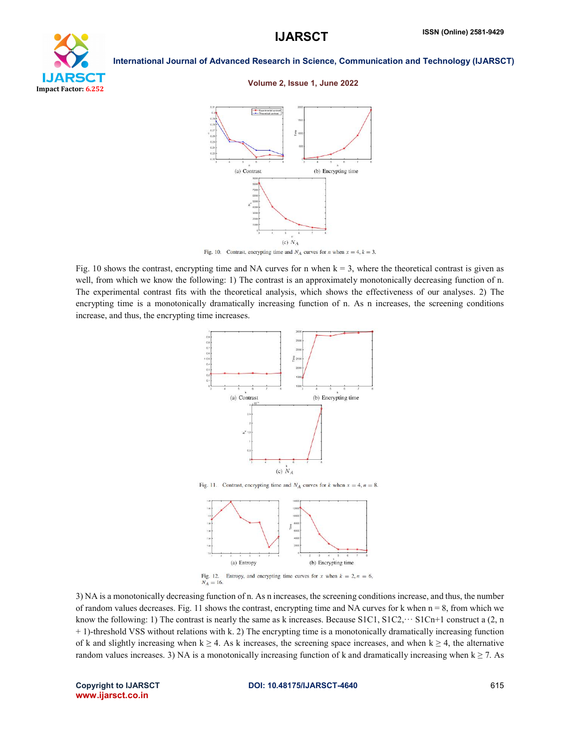(a) Contrast

(b) Encrypting time

(c) $N_A$

Fig. 10. Contrast, encrypting time and $N_A$ curves for $n$ when $x = 4, k = 3$.

Fig. 10 shows the contrast, encrypting time and NA curves for n when k = 3, where the theoretical contrast is given as well, from which we know the following: 1) The contrast is an approximately monotonically decreasing function of n. The experimental contrast fits with the theoretical analysis, which shows the effectiveness of our analyses. 2) The encrypting time is a monotonically dramatically increasing function of n. As n increases, the screening conditions increase, and thus, the encrypting time increases.

(a) Contrast

(b) Encrypting time

(c) $N_A$

Fig. 11. Contrast, encrypting time and $N_A$ curves for $k$ when $x = 4, n = 8$.

(a) Entropy

(b) Encrypting time

Fig. 12. Entropy, and encrypting time curves for $x$ when $k = 2, n = 6$, $N_A = 16$.

3) NA is a monotonically decreasing function of n. As n increases, the screening conditions increase, and thus, the number of random values decreases. Fig. 11 shows the contrast, encrypting time and NA curves for k when n = 8, from which we know the following: 1) The contrast is nearly the same as k increases. Because S1C1, S1C2,··· S1Cn+1 construct a (2, n + 1)-threshold VSS without relations with k. 2) The encrypting time is a monotonically dramatically increasing function of k and slightly increasing when k ≥ 4. As k increases, the screening space increases, and when k ≥ 4, the alternative random values increases. 3) NA is a monotonically increasing function of k and dramatically increasing when k ≥ 7. As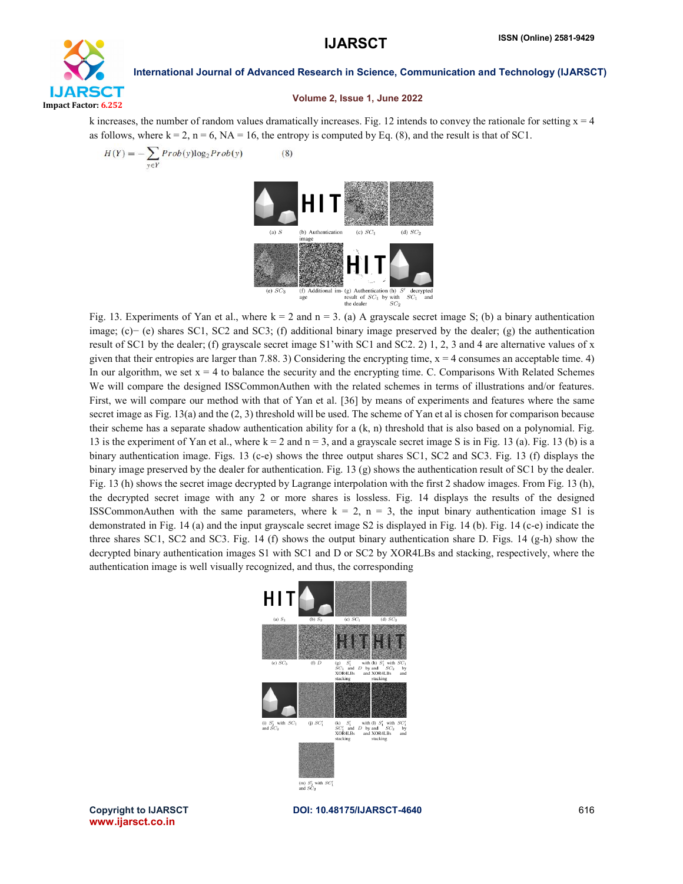k increases, the number of random values dramatically increases. Fig. 12 intends to convey the rationale for setting x = 4 as follows, where k = 2, n = 6, NA = 16, the entropy is computed by Eq. (8), and the result is that of SC1.

$$H(Y) = -\sum_{y \in Y} Prob(y) \log_2 Prob(y) \tag{8}$$

(a) $S$ (b) Authentication image (c) $SC_1$ (d) $SC_2$

(e) $SC_3$ (f) Additional image (g) Authentication result of $SC_1$ by the dealer (h) $S'$ decrypted with $SC_1$ and $SC_2$

Fig. 13. Experiments of Yan et al., where k = 2 and n = 3. (a) A grayscale secret image S; (b) a binary authentication image; (c)− (e) shares SC1, SC2 and SC3; (f) additional binary image preserved by the dealer; (g) the authentication result of SC1 by the dealer; (f) grayscale secret image S1'with SC1 and SC2. 2) 1, 2, 3 and 4 are alternative values of x given that their entropies are larger than 7.88. 3) Considering the encrypting time, x = 4 consumes an acceptable time. 4) In our algorithm, we set x = 4 to balance the security and the encrypting time. C. Comparisons With Related Schemes We will compare the designed ISSCommonAuthen with the related schemes in terms of illustrations and/or features. First, we will compare our method with that of Yan et al. [36] by means of experiments and features where the same secret image as Fig. 13(a) and the (2, 3) threshold will be used. The scheme of Yan et al is chosen for comparison because their scheme has a separate shadow authentication ability for a (k, n) threshold that is also based on a polynomial. Fig. 13 is the experiment of Yan et al., where k = 2 and n = 3, and a grayscale secret image S is in Fig. 13 (a). Fig. 13 (b) is a binary authentication image. Figs. 13 (c-e) shows the three output shares SC1, SC2 and SC3. Fig. 13 (f) displays the binary image preserved by the dealer for authentication. Fig. 13 (g) shows the authentication result of SC1 by the dealer. Fig. 13 (h) shows the secret image decrypted by Lagrange interpolation with the first 2 shadow images. From Fig. 13 (h), the decrypted secret image with any 2 or more shares is lossless. Fig. 14 displays the results of the designed ISSCommonAuthen with the same parameters, where k = 2, n = 3, the input binary authentication image S1 is demonstrated in Fig. 14 (a) and the input grayscale secret image S2 is displayed in Fig. 14 (b). Fig. 14 (c-e) indicate the three shares SC1, SC2 and SC3. Fig. 14 (f) shows the output binary authentication share D. Figs. 14 (g-h) show the decrypted binary authentication images S1 with SC1 and D or SC2 by XOR4LBs and stacking, respectively, where the authentication image is well visually recognized, and thus, the corresponding

(a) $S_1$ (b) $S_2$ (c) $SC_1$ (d) $SC_2$

(e) $SC_3$ (f) $D$ (g) $S_1'$ with $SC_1$ and $D$ by XOR4LBs and stacking (h) $S_1'$ with $SC_1$ and $SC_2$ by XOR4LBs and stacking

(i) $S_2'$ with $SC_1$ and $SC_2$ (j) $SC_1'$ (k) $S_1'$ with $SC_1'$ and $D$ by XOR4LBs and stacking (l) $S_1'$ with $SC_1'$ and $SC_2$ by XOR4LBs and stacking

(m) $S_2'$ with $SC_1'$ and $SC_2$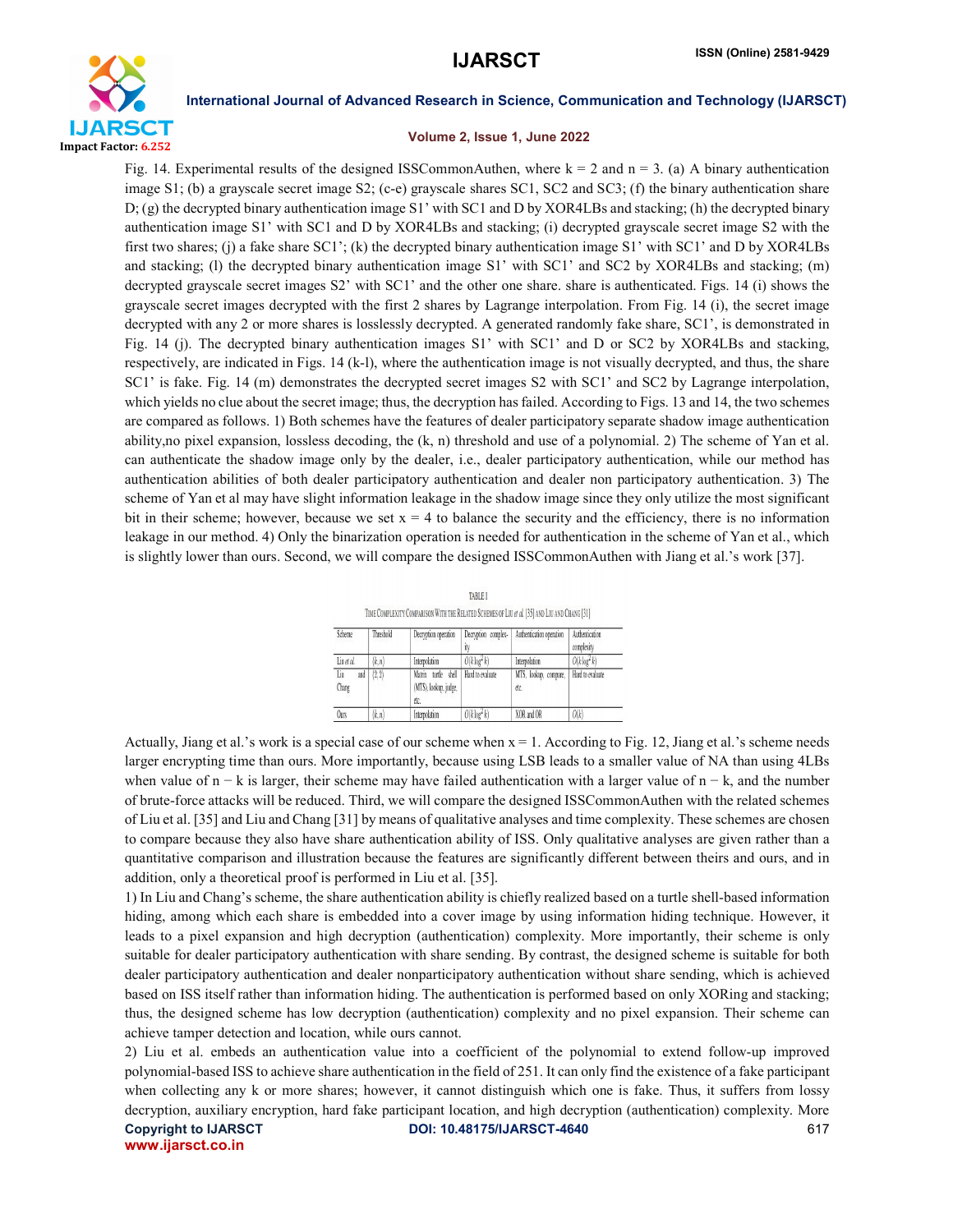Fig. 14. Experimental results of the designed ISSCommonAuthen, where k = 2 and n = 3. (a) A binary authentication image S1; (b) a grayscale secret image S2; (c-e) grayscale shares SC1, SC2 and SC3; (f) the binary authentication share D; (g) the decrypted binary authentication image S1' with SC1 and D by XOR4LBs and stacking; (h) the decrypted binary authentication image S1' with SC1 and D by XOR4LBs and stacking; (i) decrypted grayscale secret image S2 with the first two shares; (j) a fake share SC1'; (k) the decrypted binary authentication image S1' with SC1' and D by XOR4LBs and stacking; (l) the decrypted binary authentication image S1' with SC1' and SC2 by XOR4LBs and stacking; (m) decrypted grayscale secret images S2' with SC1' and the other one share. share is authenticated. Figs. 14 (i) shows the grayscale secret images decrypted with the first 2 shares by Lagrange interpolation. From Fig. 14 (i), the secret image decrypted with any 2 or more shares is losslessly decrypted. A generated randomly fake share, SC1', is demonstrated in Fig. 14 (j). The decrypted binary authentication images S1' with SC1' and D or SC2 by XOR4LBs and stacking, respectively, are indicated in Figs. 14 (k-l), where the authentication image is not visually decrypted, and thus, the share SC1' is fake. Fig. 14 (m) demonstrates the decrypted secret images S2 with SC1' and SC2 by Lagrange interpolation, which yields no clue about the secret image; thus, the decryption has failed. According to Figs. 13 and 14, the two schemes are compared as follows. 1) Both schemes have the features of dealer participatory separate shadow image authentication ability,no pixel expansion, lossless decoding, the (k, n) threshold and use of a polynomial. 2) The scheme of Yan et al. can authenticate the shadow image only by the dealer, i.e., dealer participatory authentication, while our method has authentication abilities of both dealer participatory authentication and dealer non participatory authentication. 3) The scheme of Yan et al may have slight information leakage in the shadow image since they only utilize the most significant bit in their scheme; however, because we set x = 4 to balance the security and the efficiency, there is no information leakage in our method. 4) Only the binarization operation is needed for authentication in the scheme of Yan et al., which is slightly lower than ours. Second, we will compare the designed ISSCommonAuthen with Jiang et al.'s work [37].

TABLE I

TIME COMPLEXITY COMPARISON WITH THE RELATED SCHEMES OF LIU *et al.* [35] AND LIU AND CHANG [31]

| Scheme | Threshold | Decryption operation | Decryption complexity | Authentication operation | Authentication complexity |
|---|---|---|---|---|---|
| Liu et al. | $(k, n)$ | Interpolation | $O(k\log^2 k)$ | Interpolation | $O(k\log^2 k)$ |
| Liu and Chang | $(2, 2)$ | Matrix turtle shell (MTS), lookup, judge, etc. | Hard to evaluate | MTS, lookup, compare, etc. | Hard to evaluate |
| Ours | $(k, n)$ | Interpolation | $O(k\log^2 k)$ | XOR and OR | $O(k)$ |

Actually, Jiang et al.'s work is a special case of our scheme when x = 1. According to Fig. 12, Jiang et al.'s scheme needs larger encrypting time than ours. More importantly, because using LSB leads to a smaller value of NA than using 4LBs when value of n − k is larger, their scheme may have failed authentication with a larger value of n − k, and the number of brute-force attacks will be reduced. Third, we will compare the designed ISSCommonAuthen with the related schemes of Liu et al. [35] and Liu and Chang [31] by means of qualitative analyses and time complexity. These schemes are chosen to compare because they also have share authentication ability of ISS. Only qualitative analyses are given rather than a quantitative comparison and illustration because the features are significantly different between theirs and ours, and in addition, only a theoretical proof is performed in Liu et al. [35].

1) In Liu and Chang's scheme, the share authentication ability is chiefly realized based on a turtle shell-based information hiding, among which each share is embedded into a cover image by using information hiding technique. However, it leads to a pixel expansion and high decryption (authentication) complexity. More importantly, their scheme is only suitable for dealer participatory authentication with share sending. By contrast, the designed scheme is suitable for both dealer participatory authentication and dealer nonparticipatory authentication without share sending, which is achieved based on ISS itself rather than information hiding. The authentication is performed based on only XORing and stacking; thus, the designed scheme has low decryption (authentication) complexity and no pixel expansion. Their scheme can achieve tamper detection and location, while ours cannot.

2) Liu et al. embeds an authentication value into a coefficient of the polynomial to extend follow-up improved polynomial-based ISS to achieve share authentication in the field of 251. It can only find the existence of a fake participant when collecting any k or more shares; however, it cannot distinguish which one is fake. Thus, it suffers from lossy decryption, auxiliary encryption, hard fake participant location, and high decryption (authentication) complexity. More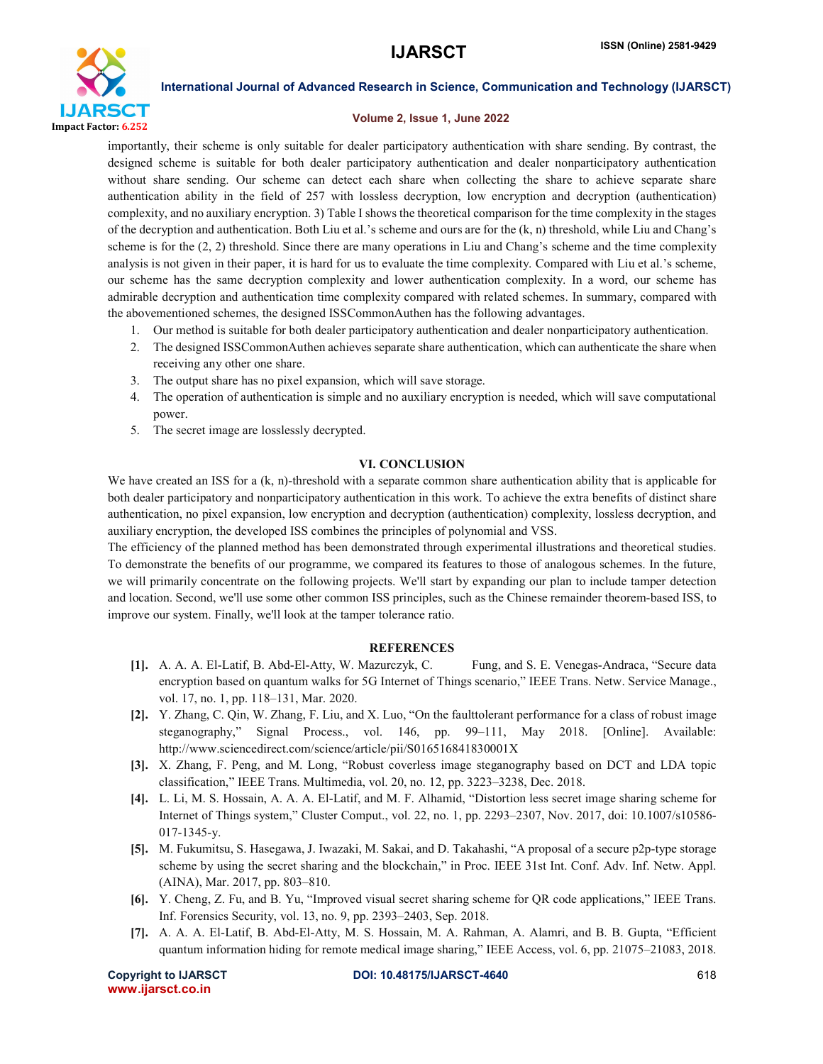importantly, their scheme is only suitable for dealer participatory authentication with share sending. By contrast, the designed scheme is suitable for both dealer participatory authentication and dealer nonparticipatory authentication without share sending. Our scheme can detect each share when collecting the share to achieve separate share authentication ability in the field of 257 with lossless decryption, low encryption and decryption (authentication) complexity, and no auxiliary encryption. 3) Table I shows the theoretical comparison for the time complexity in the stages of the decryption and authentication. Both Liu et al.'s scheme and ours are for the (k, n) threshold, while Liu and Chang's scheme is for the (2, 2) threshold. Since there are many operations in Liu and Chang's scheme and the time complexity analysis is not given in their paper, it is hard for us to evaluate the time complexity. Compared with Liu et al.'s scheme, our scheme has the same decryption complexity and lower authentication complexity. In a word, our scheme has admirable decryption and authentication time complexity compared with related schemes. In summary, compared with the abovementioned schemes, the designed ISSCommonAuthen has the following advantages.

1. Our method is suitable for both dealer participatory authentication and dealer nonparticipatory authentication.
2. The designed ISSCommonAuthen achieves separate share authentication, which can authenticate the share when receiving any other one share.
3. The output share has no pixel expansion, which will save storage.
4. The operation of authentication is simple and no auxiliary encryption is needed, which will save computational power.
5. The secret image are losslessly decrypted.

## VI. CONCLUSION

We have created an ISS for a (k, n)-threshold with a separate common share authentication ability that is applicable for both dealer participatory and nonparticipatory authentication in this work. To achieve the extra benefits of distinct share authentication, no pixel expansion, low encryption and decryption (authentication) complexity, lossless decryption, and auxiliary encryption, the developed ISS combines the principles of polynomial and VSS.

The efficiency of the planned method has been demonstrated through experimental illustrations and theoretical studies. To demonstrate the benefits of our programme, we compared its features to those of analogous schemes. In the future, we will primarily concentrate on the following projects. We'll start by expanding our plan to include tamper detection and location. Second, we'll use some other common ISS principles, such as the Chinese remainder theorem-based ISS, to improve our system. Finally, we'll look at the tamper tolerance ratio.

## REFERENCES

**[1].** A. A. A. El-Latif, B. Abd-El-Atty, W. Mazurczyk, C. Fung, and S. E. Venegas-Andraca, "Secure data encryption based on quantum walks for 5G Internet of Things scenario," IEEE Trans. Netw. Service Manage., vol. 17, no. 1, pp. 118–131, Mar. 2020.

**[2].** Y. Zhang, C. Qin, W. Zhang, F. Liu, and X. Luo, "On the faulttolerant performance for a class of robust image steganography," Signal Process., vol. 146, pp. 99–111, May 2018. [Online]. Available: http://www.sciencedirect.com/science/article/pii/S016516841830001X

**[3].** X. Zhang, F. Peng, and M. Long, "Robust coverless image steganography based on DCT and LDA topic classification," IEEE Trans. Multimedia, vol. 20, no. 12, pp. 3223–3238, Dec. 2018.

**[4].** L. Li, M. S. Hossain, A. A. A. El-Latif, and M. F. Alhamid, "Distortion less secret image sharing scheme for Internet of Things system," Cluster Comput., vol. 22, no. 1, pp. 2293–2307, Nov. 2017, doi: 10.1007/s10586-017-1345-y.

**[5].** M. Fukumitsu, S. Hasegawa, J. Iwazaki, M. Sakai, and D. Takahashi, "A proposal of a secure p2p-type storage scheme by using the secret sharing and the blockchain," in Proc. IEEE 31st Int. Conf. Adv. Inf. Netw. Appl. (AINA), Mar. 2017, pp. 803–810.

**[6].** Y. Cheng, Z. Fu, and B. Yu, "Improved visual secret sharing scheme for QR code applications," IEEE Trans. Inf. Forensics Security, vol. 13, no. 9, pp. 2393–2403, Sep. 2018.

**[7].** A. A. A. El-Latif, B. Abd-El-Atty, M. S. Hossain, M. A. Rahman, A. Alamri, and B. B. Gupta, "Efficient quantum information hiding for remote medical image sharing," IEEE Access, vol. 6, pp. 21075–21083, 2018.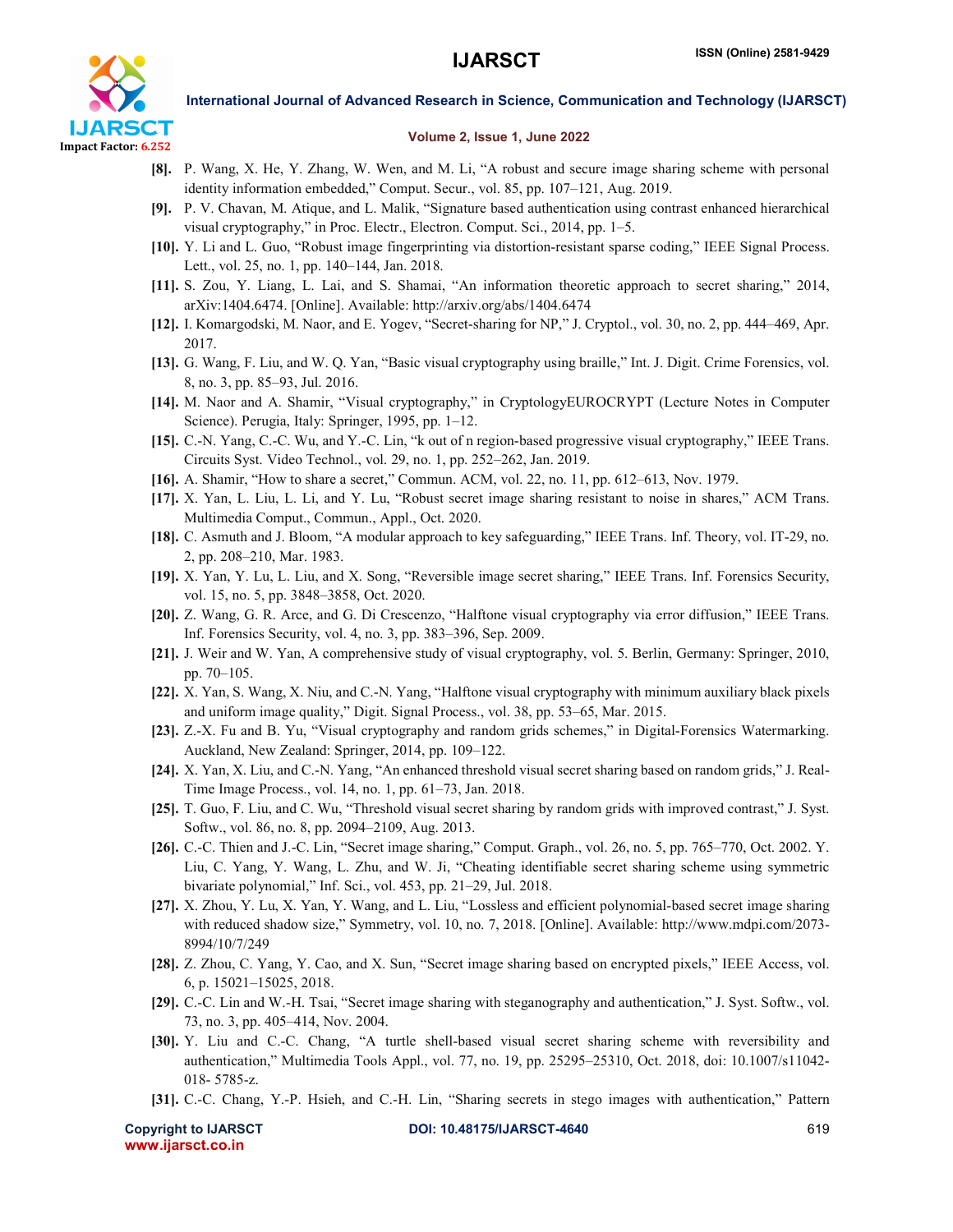**[8].** P. Wang, X. He, Y. Zhang, W. Wen, and M. Li, "A robust and secure image sharing scheme with personal identity information embedded," Comput. Secur., vol. 85, pp. 107–121, Aug. 2019.

**[9].** P. V. Chavan, M. Atique, and L. Malik, "Signature based authentication using contrast enhanced hierarchical visual cryptography," in Proc. Electr., Electron. Comput. Sci., 2014, pp. 1–5.

**[10].** Y. Li and L. Guo, "Robust image fingerprinting via distortion-resistant sparse coding," IEEE Signal Process. Lett., vol. 25, no. 1, pp. 140–144, Jan. 2018.

**[11].** S. Zou, Y. Liang, L. Lai, and S. Shamai, "An information theoretic approach to secret sharing," 2014, arXiv:1404.6474. [Online]. Available: http://arxiv.org/abs/1404.6474

**[12].** I. Komargodski, M. Naor, and E. Yogev, "Secret-sharing for NP," J. Cryptol., vol. 30, no. 2, pp. 444–469, Apr. 2017.

**[13].** G. Wang, F. Liu, and W. Q. Yan, "Basic visual cryptography using braille," Int. J. Digit. Crime Forensics, vol. 8, no. 3, pp. 85–93, Jul. 2016.

**[14].** M. Naor and A. Shamir, "Visual cryptography," in CryptologyEUROCRYPT (Lecture Notes in Computer Science). Perugia, Italy: Springer, 1995, pp. 1–12.

**[15].** C.-N. Yang, C.-C. Wu, and Y.-C. Lin, "k out of n region-based progressive visual cryptography," IEEE Trans. Circuits Syst. Video Technol., vol. 29, no. 1, pp. 252–262, Jan. 2019.

**[16].** A. Shamir, "How to share a secret," Commun. ACM, vol. 22, no. 11, pp. 612–613, Nov. 1979.

**[17].** X. Yan, L. Liu, L. Li, and Y. Lu, "Robust secret image sharing resistant to noise in shares," ACM Trans. Multimedia Comput., Commun., Appl., Oct. 2020.

**[18].** C. Asmuth and J. Bloom, "A modular approach to key safeguarding," IEEE Trans. Inf. Theory, vol. IT-29, no. 2, pp. 208–210, Mar. 1983.

**[19].** X. Yan, Y. Lu, L. Liu, and X. Song, "Reversible image secret sharing," IEEE Trans. Inf. Forensics Security, vol. 15, no. 5, pp. 3848–3858, Oct. 2020.

**[20].** Z. Wang, G. R. Arce, and G. Di Crescenzo, "Halftone visual cryptography via error diffusion," IEEE Trans. Inf. Forensics Security, vol. 4, no. 3, pp. 383–396, Sep. 2009.

**[21].** J. Weir and W. Yan, A comprehensive study of visual cryptography, vol. 5. Berlin, Germany: Springer, 2010, pp. 70–105.

**[22].** X. Yan, S. Wang, X. Niu, and C.-N. Yang, "Halftone visual cryptography with minimum auxiliary black pixels and uniform image quality," Digit. Signal Process., vol. 38, pp. 53–65, Mar. 2015.

**[23].** Z.-X. Fu and B. Yu, "Visual cryptography and random grids schemes," in Digital-Forensics Watermarking. Auckland, New Zealand: Springer, 2014, pp. 109–122.

**[24].** X. Yan, X. Liu, and C.-N. Yang, "An enhanced threshold visual secret sharing based on random grids," J. Real-Time Image Process., vol. 14, no. 1, pp. 61–73, Jan. 2018.

**[25].** T. Guo, F. Liu, and C. Wu, "Threshold visual secret sharing by random grids with improved contrast," J. Syst. Softw., vol. 86, no. 8, pp. 2094–2109, Aug. 2013.

**[26].** C.-C. Thien and J.-C. Lin, "Secret image sharing," Comput. Graph., vol. 26, no. 5, pp. 765–770, Oct. 2002. Y. Liu, C. Yang, Y. Wang, L. Zhu, and W. Ji, "Cheating identifiable secret sharing scheme using symmetric bivariate polynomial," Inf. Sci., vol. 453, pp. 21–29, Jul. 2018.

**[27].** X. Zhou, Y. Lu, X. Yan, Y. Wang, and L. Liu, "Lossless and efficient polynomial-based secret image sharing with reduced shadow size," Symmetry, vol. 10, no. 7, 2018. [Online]. Available: http://www.mdpi.com/2073-8994/10/7/249

**[28].** Z. Zhou, C. Yang, Y. Cao, and X. Sun, "Secret image sharing based on encrypted pixels," IEEE Access, vol. 6, p. 15021–15025, 2018.

**[29].** C.-C. Lin and W.-H. Tsai, "Secret image sharing with steganography and authentication," J. Syst. Softw., vol. 73, no. 3, pp. 405–414, Nov. 2004.

**[30].** Y. Liu and C.-C. Chang, "A turtle shell-based visual secret sharing scheme with reversibility and authentication," Multimedia Tools Appl., vol. 77, no. 19, pp. 25295–25310, Oct. 2018, doi: 10.1007/s11042-018- 5785-z.

**[31].** C.-C. Chang, Y.-P. Hsieh, and C.-H. Lin, "Sharing secrets in stego images with authentication," Pattern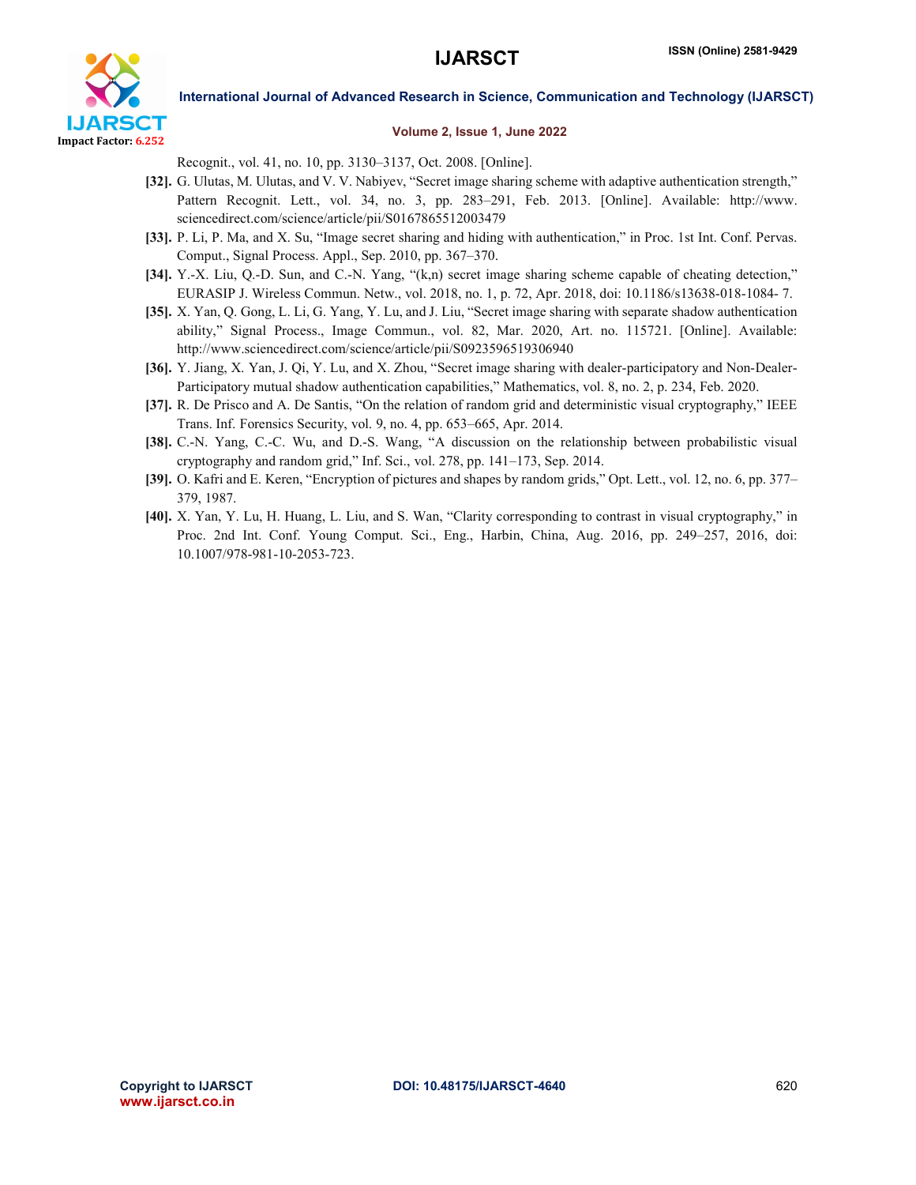Recognit., vol. 41, no. 10, pp. 3130–3137, Oct. 2008. [Online].

**[32].** G. Ulutas, M. Ulutas, and V. V. Nabiyev, "Secret image sharing scheme with adaptive authentication strength," Pattern Recognit. Lett., vol. 34, no. 3, pp. 283–291, Feb. 2013. [Online]. Available: http://www.sciencedirect.com/science/article/pii/S0167865512003479

**[33].** P. Li, P. Ma, and X. Su, "Image secret sharing and hiding with authentication," in Proc. 1st Int. Conf. Pervas. Comput., Signal Process. Appl., Sep. 2010, pp. 367–370.

**[34].** Y.-X. Liu, Q.-D. Sun, and C.-N. Yang, "(k,n) secret image sharing scheme capable of cheating detection," EURASIP J. Wireless Commun. Netw., vol. 2018, no. 1, p. 72, Apr. 2018, doi: 10.1186/s13638-018-1084- 7.

**[35].** X. Yan, Q. Gong, L. Li, G. Yang, Y. Lu, and J. Liu, "Secret image sharing with separate shadow authentication ability," Signal Process., Image Commun., vol. 82, Mar. 2020, Art. no. 115721. [Online]. Available: http://www.sciencedirect.com/science/article/pii/S0923596519306940

**[36].** Y. Jiang, X. Yan, J. Qi, Y. Lu, and X. Zhou, "Secret image sharing with dealer-participatory and Non-Dealer-Participatory mutual shadow authentication capabilities," Mathematics, vol. 8, no. 2, p. 234, Feb. 2020.

**[37].** R. De Prisco and A. De Santis, "On the relation of random grid and deterministic visual cryptography," IEEE Trans. Inf. Forensics Security, vol. 9, no. 4, pp. 653–665, Apr. 2014.

**[38].** C.-N. Yang, C.-C. Wu, and D.-S. Wang, "A discussion on the relationship between probabilistic visual cryptography and random grid," Inf. Sci., vol. 278, pp. 141–173, Sep. 2014.

**[39].** O. Kafri and E. Keren, "Encryption of pictures and shapes by random grids," Opt. Lett., vol. 12, no. 6, pp. 377–379, 1987.

**[40].** X. Yan, Y. Lu, H. Huang, L. Liu, and S. Wan, "Clarity corresponding to contrast in visual cryptography," in Proc. 2nd Int. Conf. Young Comput. Sci., Eng., Harbin, China, Aug. 2016, pp. 249–257, 2016, doi: 10.1007/978-981-10-2053-723.